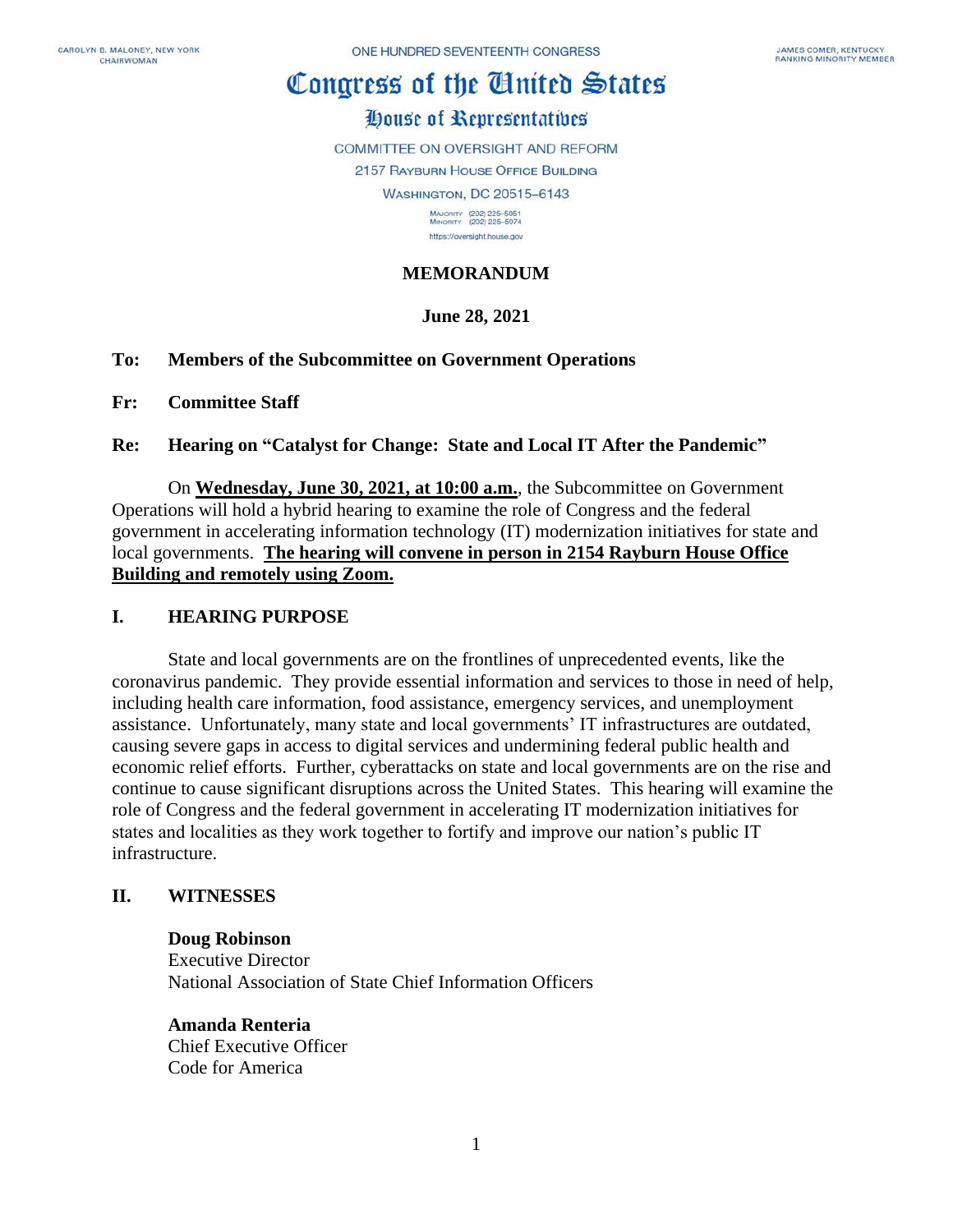CAROLYN B. MALONEY, NEW YORK
CHAIRWOMAN

ONE HUNDRED SEVENTEENTH CONGRESS

JAMES COMER, KENTUCKY
RANKING MINORITY MEMBER

# Congress of the United States

## House of Representatives

COMMITTEE ON OVERSIGHT AND REFORM
2157 RAYBURN HOUSE OFFICE BUILDING
WASHINGTON, DC 20515–6143

MAJORITY (202) 225-5051
MINORITY (202) 225-5074
https://oversight.house.gov

**MEMORANDUM**

**June 28, 2021**

**To:** **Members of the Subcommittee on Government Operations**

**Fr:** **Committee Staff**

**Re:** **Hearing on "Catalyst for Change: State and Local IT After the Pandemic"**

On **Wednesday, June 30, 2021, at 10:00 a.m.**, the Subcommittee on Government Operations will hold a hybrid hearing to examine the role of Congress and the federal government in accelerating information technology (IT) modernization initiatives for state and local governments. **The hearing will convene in person in 2154 Rayburn House Office Building and remotely using Zoom.**

## I. HEARING PURPOSE

State and local governments are on the frontlines of unprecedented events, like the coronavirus pandemic. They provide essential information and services to those in need of help, including health care information, food assistance, emergency services, and unemployment assistance. Unfortunately, many state and local governments' IT infrastructures are outdated, causing severe gaps in access to digital services and undermining federal public health and economic relief efforts. Further, cyberattacks on state and local governments are on the rise and continue to cause significant disruptions across the United States. This hearing will examine the role of Congress and the federal government in accelerating IT modernization initiatives for states and localities as they work together to fortify and improve our nation's public IT infrastructure.

## II. WITNESSES

**Doug Robinson**
Executive Director
National Association of State Chief Information Officers

**Amanda Renteria**
Chief Executive Officer
Code for America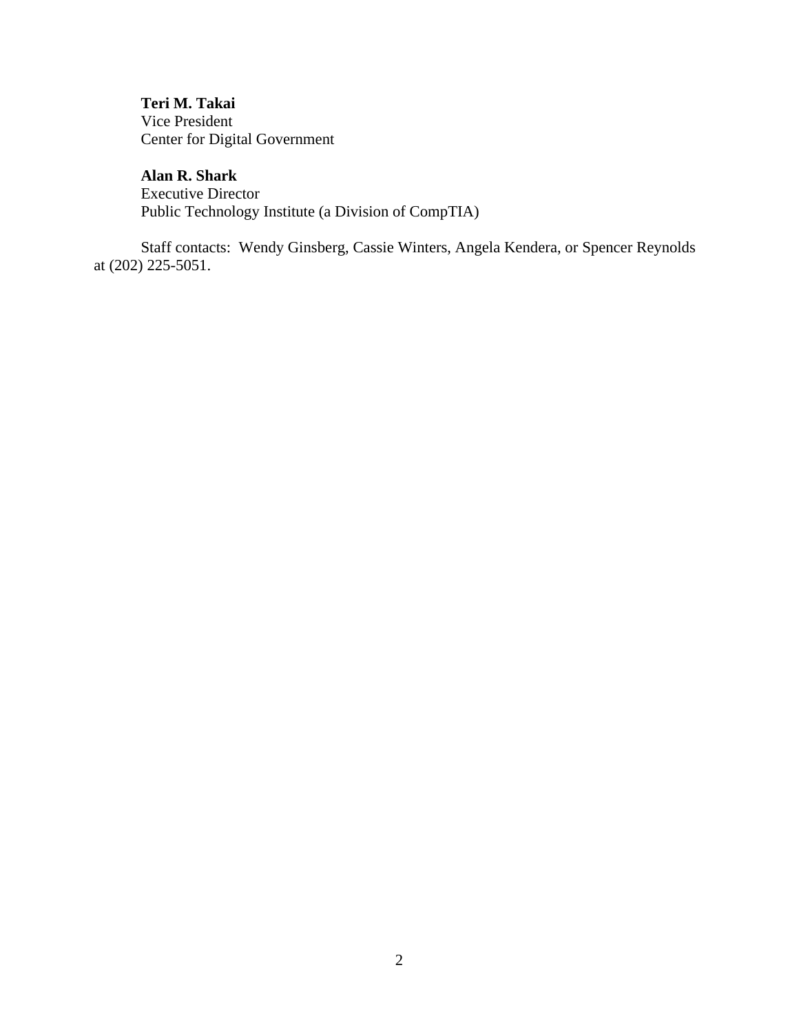**Teri M. Takai**
Vice President
Center for Digital Government

**Alan R. Shark**
Executive Director
Public Technology Institute (a Division of CompTIA)

Staff contacts: Wendy Ginsberg, Cassie Winters, Angela Kendera, or Spencer Reynolds at (202) 225-5051.